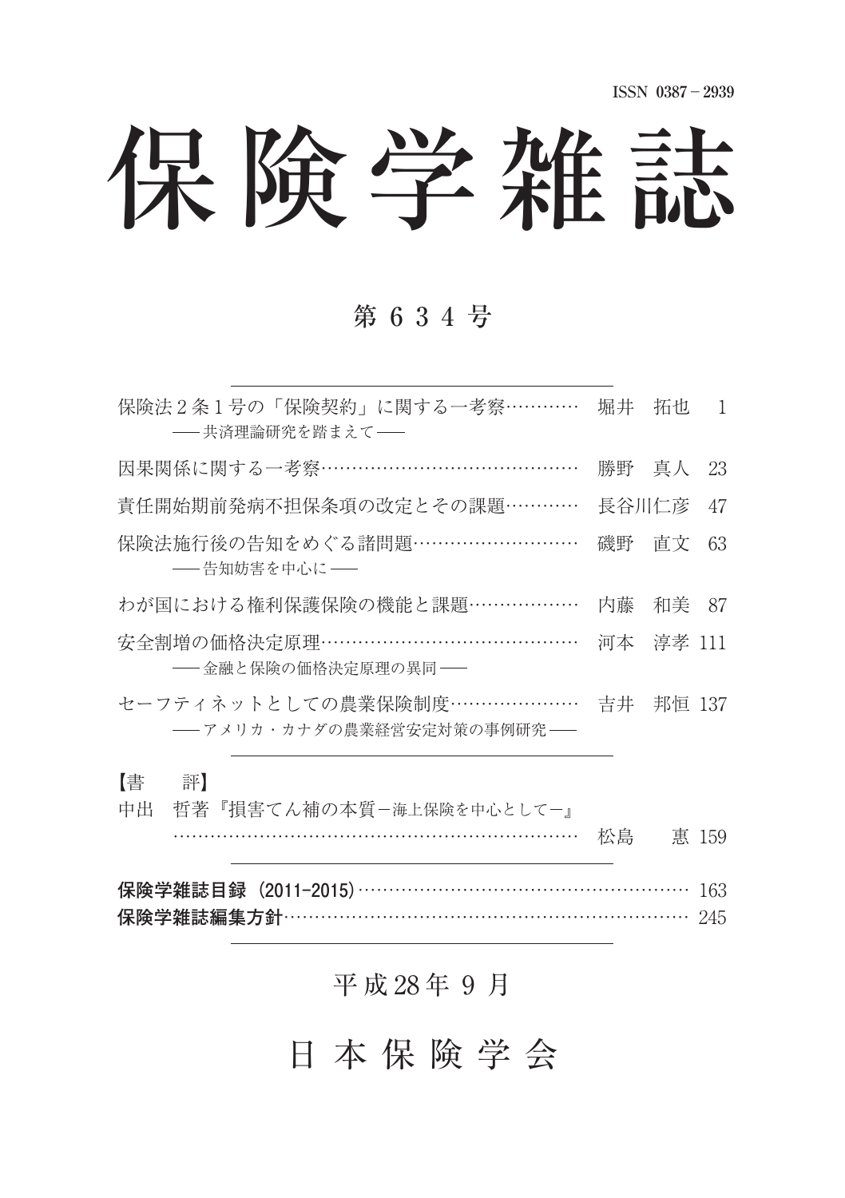ISSN 0387－2939

# 保険学雑誌

## 第 634 号

保険法２条１号の「保険契約」に関する一考察………… 堀井　拓也　1
── 共済理論研究を踏まえて ──

因果関係に関する一考察…………………………………… 勝野　真人　23

責任開始期前発病不担保条項の改定とその課題………… 長谷川仁彦　47

保険法施行後の告知をめぐる諸問題……………………… 磯野　直文　63
── 告知妨害を中心に ──

わが国における権利保護保険の機能と課題……………… 内藤　和美　87

安全割増の価格決定原理…………………………………… 河本　淳孝　111
── 金融と保険の価格決定原理の異同 ──

セーフティネットとしての農業保険制度………………… 吉井　邦恒　137
── アメリカ・カナダの農業経営安定対策の事例研究 ──

【書　評】
中出　哲著『損害てん補の本質－海上保険を中心として－』
…………………………………………………………… 松島　恵　159

**保険学雑誌目録（2011-2015）**………………………………………… 163
**保険学雑誌編集方針**……………………………………………………… 245

平成28年９月

日本保険学会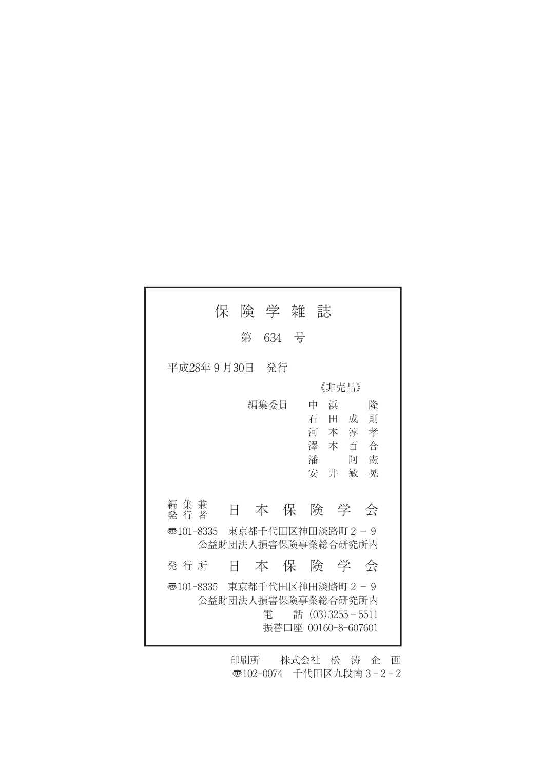# 保険学雑誌

## 第 634 号

平成28年9月30日　発行

《非売品》

編集委員　中浜　隆
石田成則
河本淳孝
澤本百合
潘　阿憲
安井敏晃

編集兼発行者　日本保険学会

〒101-8335　東京都千代田区神田淡路町2－9
公益財団法人損害保険事業総合研究所内

発行所　日本保険学会

〒101-8335　東京都千代田区神田淡路町2－9
公益財団法人損害保険事業総合研究所内
電　話 (03)3255－5511
振替口座 00160-8-607601

印刷所　株式会社 松涛企画
〒102-0074　千代田区九段南3－2－2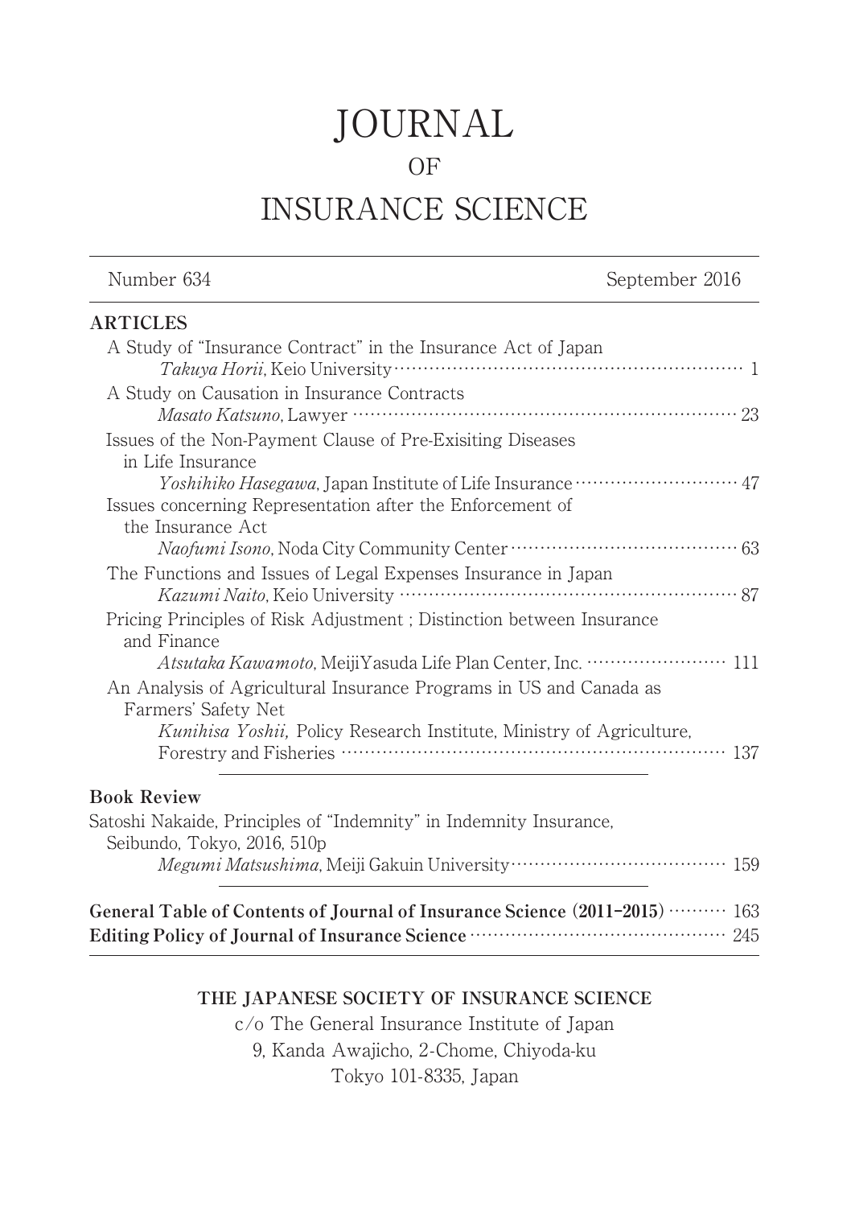# JOURNAL

## OF

# INSURANCE SCIENCE

Number 634 September 2016

**ARTICLES**

A Study of "Insurance Contract" in the Insurance Act of Japan
*Takuya Horii*, Keio University ········· 1

A Study on Causation in Insurance Contracts
*Masato Katsuno*, Lawyer ········· 23

Issues of the Non-Payment Clause of Pre-Exisiting Diseases in Life Insurance
*Yoshihiko Hasegawa*, Japan Institute of Life Insurance ········· 47

Issues concerning Representation after the Enforcement of the Insurance Act
*Naofumi Isono*, Noda City Community Center ········· 63

The Functions and Issues of Legal Expenses Insurance in Japan
*Kazumi Naito*, Keio University ········· 87

Pricing Principles of Risk Adjustment ; Distinction between Insurance and Finance
*Atsutaka Kawamoto*, MeijiYasuda Life Plan Center, Inc. ········· 111

An Analysis of Agricultural Insurance Programs in US and Canada as Farmers' Safety Net
*Kunihisa Yoshii,* Policy Research Institute, Ministry of Agriculture, Forestry and Fisheries ········· 137

**Book Review**

Satoshi Nakaide, Principles of "Indemnity" in Indemnity Insurance, Seibundo, Tokyo, 2016, 510p
*Megumi Matsushima*, Meiji Gakuin University ········· 159

**General Table of Contents of Journal of Insurance Science (2011–2015)** ········· 163

**Editing Policy of Journal of Insurance Science** ········· 245

**THE JAPANESE SOCIETY OF INSURANCE SCIENCE**

c/o The General Insurance Institute of Japan
9, Kanda Awajicho, 2-Chome, Chiyoda-ku
Tokyo 101-8335, Japan